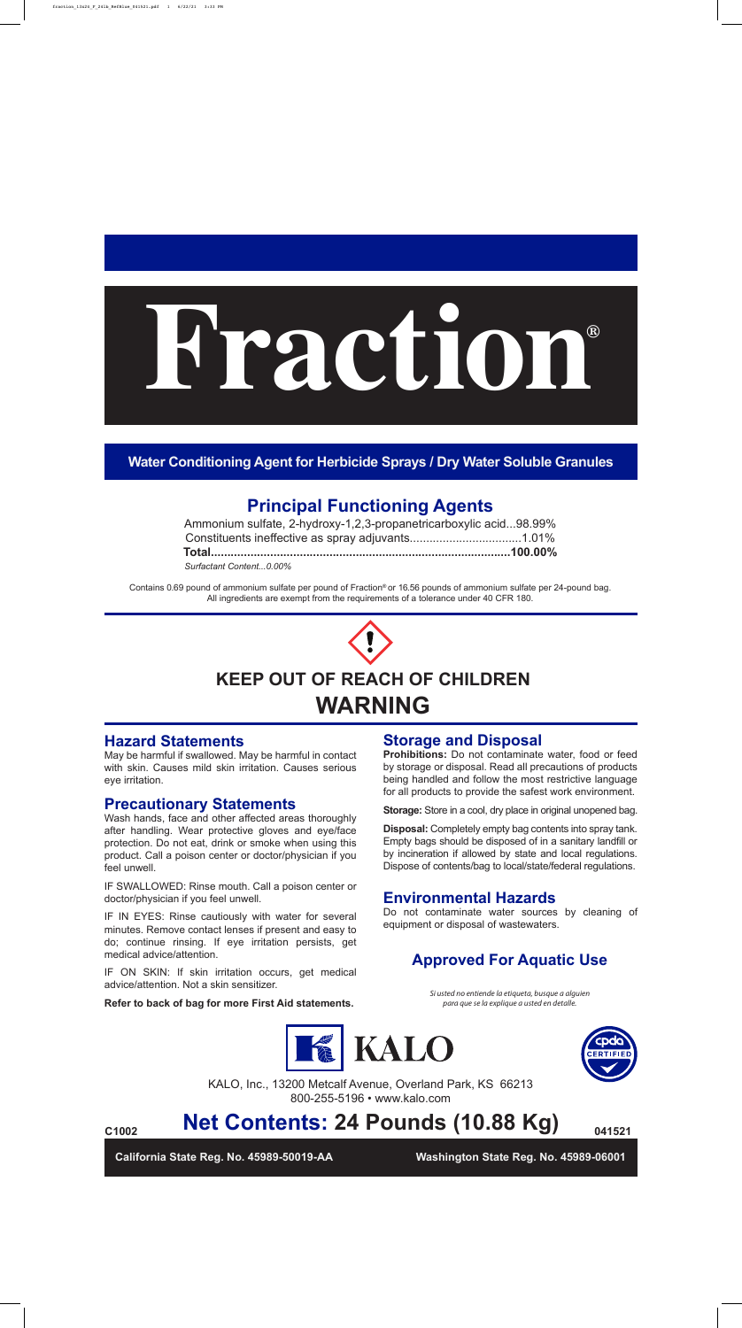# Fraction®

**Water Conditioning Agent for Herbicide Sprays / Dry Water Soluble Granules**

## Principal Functioning Agents

Ammonium sulfate, 2-hydroxy-1,2,3-propanetricarboxylic acid...98.99%
Constituents ineffective as spray adjuvants..................................1.01%
**Total...........................................................................................100.00%**
*Surfactant Content...0.00%*

Contains 0.69 pound of ammonium sulfate per pound of Fraction® or 16.56 pounds of ammonium sulfate per 24-pound bag. All ingredients are exempt from the requirements of a tolerance under 40 CFR 180.

## KEEP OUT OF REACH OF CHILDREN
## WARNING

### Hazard Statements

May be harmful if swallowed. May be harmful in contact with skin. Causes mild skin irritation. Causes serious eye irritation.

### Precautionary Statements

Wash hands, face and other affected areas thoroughly after handling. Wear protective gloves and eye/face protection. Do not eat, drink or smoke when using this product. Call a poison center or doctor/physician if you feel unwell.

IF SWALLOWED: Rinse mouth. Call a poison center or doctor/physician if you feel unwell.

IF IN EYES: Rinse cautiously with water for several minutes. Remove contact lenses if present and easy to do; continue rinsing. If eye irritation persists, get medical advice/attention.

IF ON SKIN: If skin irritation occurs, get medical advice/attention. Not a skin sensitizer.

**Refer to back of bag for more First Aid statements.**

### Storage and Disposal

**Prohibitions:** Do not contaminate water, food or feed by storage or disposal. Read all precautions of products being handled and follow the most restrictive language for all products to provide the safest work environment.

**Storage:** Store in a cool, dry place in original unopened bag.

**Disposal:** Completely empty bag contents into spray tank. Empty bags should be disposed of in a sanitary landfill or by incineration if allowed by state and local regulations. Dispose of contents/bag to local/state/federal regulations.

### Environmental Hazards

Do not contaminate water sources by cleaning of equipment or disposal of wastewaters.

### Approved For Aquatic Use

*Si usted no entiende la etiqueta, busque a alguien para que se la explique a usted en detalle.*

KALO

KALO, Inc., 13200 Metcalf Avenue, Overland Park, KS 66213
800-255-5196 • www.kalo.com

C1002 **Net Contents: 24 Pounds (10.88 Kg)** 041521

**California State Reg. No. 45989-50019-AA** **Washington State Reg. No. 45989-06001**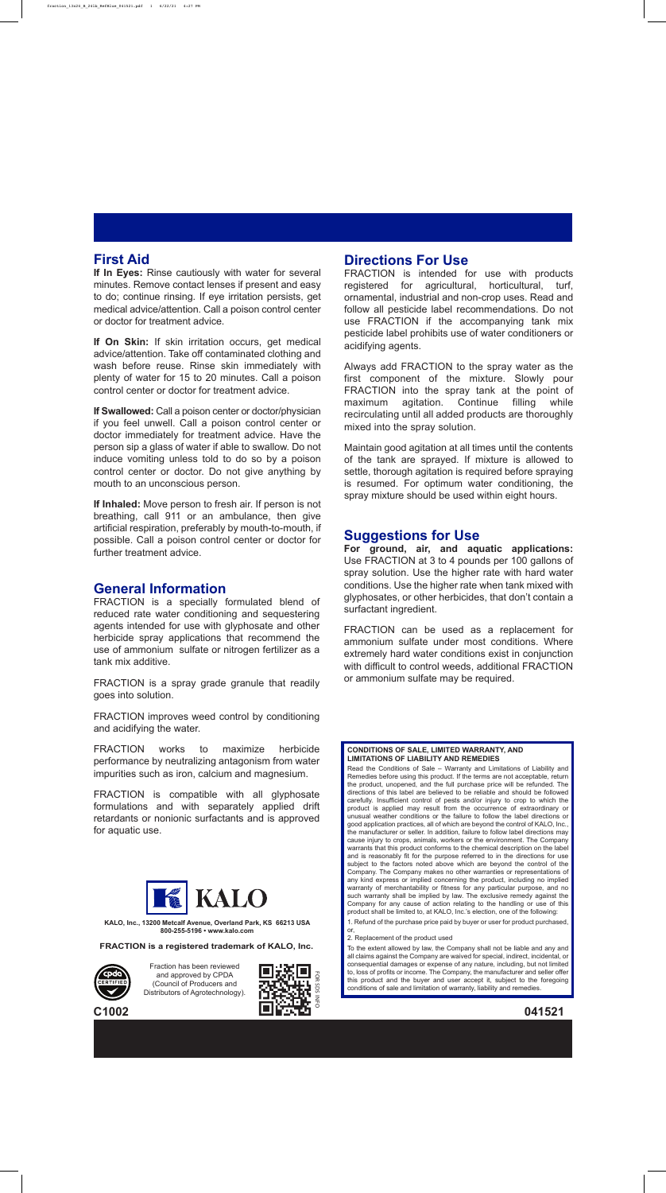## First Aid

**If In Eyes:** Rinse cautiously with water for several minutes. Remove contact lenses if present and easy to do; continue rinsing. If eye irritation persists, get medical advice/attention. Call a poison control center or doctor for treatment advice.

**If On Skin:** If skin irritation occurs, get medical advice/attention. Take off contaminated clothing and wash before reuse. Rinse skin immediately with plenty of water for 15 to 20 minutes. Call a poison control center or doctor for treatment advice.

**If Swallowed:** Call a poison center or doctor/physician if you feel unwell. Call a poison control center or doctor immediately for treatment advice. Have the person sip a glass of water if able to swallow. Do not induce vomiting unless told to do so by a poison control center or doctor. Do not give anything by mouth to an unconscious person.

**If Inhaled:** Move person to fresh air. If person is not breathing, call 911 or an ambulance, then give artificial respiration, preferably by mouth-to-mouth, if possible. Call a poison control center or doctor for further treatment advice.

## General Information

FRACTION is a specially formulated blend of reduced rate water conditioning and sequestering agents intended for use with glyphosate and other herbicide spray applications that recommend the use of ammonium sulfate or nitrogen fertilizer as a tank mix additive.

FRACTION is a spray grade granule that readily goes into solution.

FRACTION improves weed control by conditioning and acidifying the water.

FRACTION works to maximize herbicide performance by neutralizing antagonism from water impurities such as iron, calcium and magnesium.

FRACTION is compatible with all glyphosate formulations and with separately applied drift retardants or nonionic surfactants and is approved for aquatic use.

KALO

**KALO, Inc., 13200 Metcalf Avenue, Overland Park, KS 66213 USA**
**800-255-5196 • www.kalo.com**

**FRACTION is a registered trademark of KALO, Inc.**

Fraction has been reviewed and approved by CPDA (Council of Producers and Distributors of Agrotechnology).

FOR SDS INFO

**C1002**

## Directions For Use

FRACTION is intended for use with products registered for agricultural, horticultural, turf, ornamental, industrial and non-crop uses. Read and follow all pesticide label recommendations. Do not use FRACTION if the accompanying tank mix pesticide label prohibits use of water conditioners or acidifying agents.

Always add FRACTION to the spray water as the first component of the mixture. Slowly pour FRACTION into the spray tank at the point of maximum agitation. Continue filling while recirculating until all added products are thoroughly mixed into the spray solution.

Maintain good agitation at all times until the contents of the tank are sprayed. If mixture is allowed to settle, thorough agitation is required before spraying is resumed. For optimum water conditioning, the spray mixture should be used within eight hours.

## Suggestions for Use

**For ground, air, and aquatic applications:** Use FRACTION at 3 to 4 pounds per 100 gallons of spray solution. Use the higher rate with hard water conditions. Use the higher rate when tank mixed with glyphosates, or other herbicides, that don't contain a surfactant ingredient.

FRACTION can be used as a replacement for ammonium sulfate under most conditions. Where extremely hard water conditions exist in conjunction with difficult to control weeds, additional FRACTION or ammonium sulfate may be required.

**CONDITIONS OF SALE, LIMITED WARRANTY, AND LIMITATIONS OF LIABILITY AND REMEDIES**

Read the Conditions of Sale – Warranty and Limitations of Liability and Remedies before using this product. If the terms are not acceptable, return the product, unopened, and the full purchase price will be refunded. The directions of this label are believed to be reliable and should be followed carefully. Insufficient control of pests and/or injury to crop to which the product is applied may result from the occurrence of extraordinary or unusual weather conditions or the failure to follow the label directions or good application practices, all of which are beyond the control of KALO, Inc., the manufacturer or seller. In addition, failure to follow label directions may cause injury to crops, animals, workers or the environment. The Company warrants that this product conforms to the chemical description on the label and is reasonably fit for the purpose referred to in the directions for use subject to the factors noted above which are beyond the control of the Company. The Company makes no other warranties or representations of any kind express or implied concerning the product, including no implied warranty of merchantability or fitness for any particular purpose, and no such warranty shall be implied by law. The exclusive remedy against the Company for any cause of action relating to the handling or use of this product shall be limited to, at KALO, Inc.'s election, one of the following:

1. Refund of the purchase price paid by buyer or user for product purchased, or,
2. Replacement of the product used

To the extent allowed by law, the Company shall not be liable and any and all claims against the Company are waived for special, indirect, incidental, or consequential damages or expense of any nature, including, but not limited to, loss of profits or income. The Company, the manufacturer and seller offer this product and the buyer and user accept it, subject to the foregoing conditions of sale and limitation of warranty, liability and remedies.

**041521**